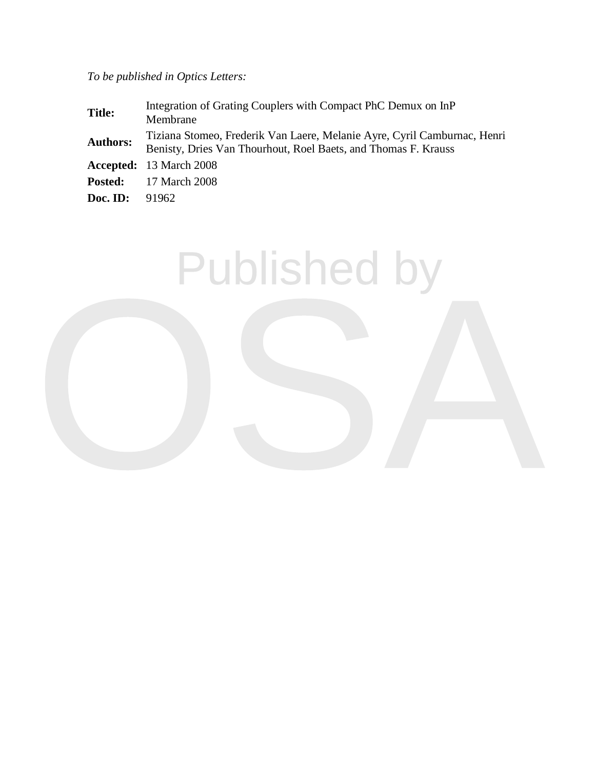*To be published in Optics Letters:*

| | |
|---|---|
| **Title:** | Integration of Grating Couplers with Compact PhC Demux on InP Membrane |
| **Authors:** | Tiziana Stomeo, Frederik Van Laere, Melanie Ayre, Cyril Cambournac, Henri Benisty, Dries Van Thourhout, Roel Baets, and Thomas F. Krauss |
| **Accepted:** | 13 March 2008 |
| **Posted:** | 17 March 2008 |
| **Doc. ID:** | 91962 |

Published by

OSA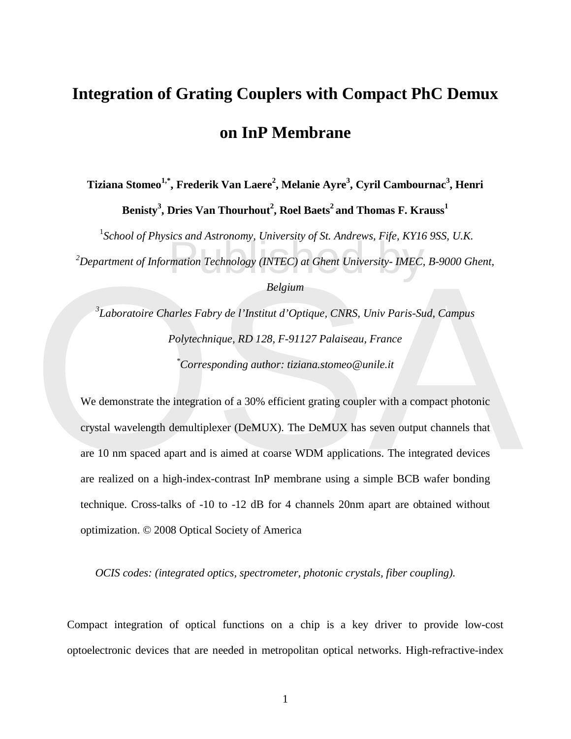# Integration of Grating Couplers with Compact PhC Demux on InP Membrane

**Tiziana Stomeo[1,*], Frederik Van Laere[2], Melanie Ayre[3], Cyril Cambournac[3], Henri Benisty[3], Dries Van Thourhout[2], Roel Baets[2] and Thomas F. Krauss[1]**

[1]*School of Physics and Astronomy, University of St. Andrews, Fife, KY16 9SS, U.K.*

[2]*Department of Information Technology (INTEC) at Ghent University- IMEC, B-9000 Ghent, Belgium*

[3]*Laboratoire Charles Fabry de l'Institut d'Optique, CNRS, Univ Paris-Sud, Campus Polytechnique, RD 128, F-91127 Palaiseau, France*

[*]*Corresponding author: tiziana.stomeo@unile.it*

We demonstrate the integration of a 30% efficient grating coupler with a compact photonic crystal wavelength demultiplexer (DeMUX). The DeMUX has seven output channels that are 10 nm spaced apart and is aimed at coarse WDM applications. The integrated devices are realized on a high-index-contrast InP membrane using a simple BCB wafer bonding technique. Cross-talks of -10 to -12 dB for 4 channels 20nm apart are obtained without optimization. © 2008 Optical Society of America

*OCIS codes: (integrated optics, spectrometer, photonic crystals, fiber coupling).*

Compact integration of optical functions on a chip is a key driver to provide low-cost optoelectronic devices that are needed in metropolitan optical networks. High-refractive-index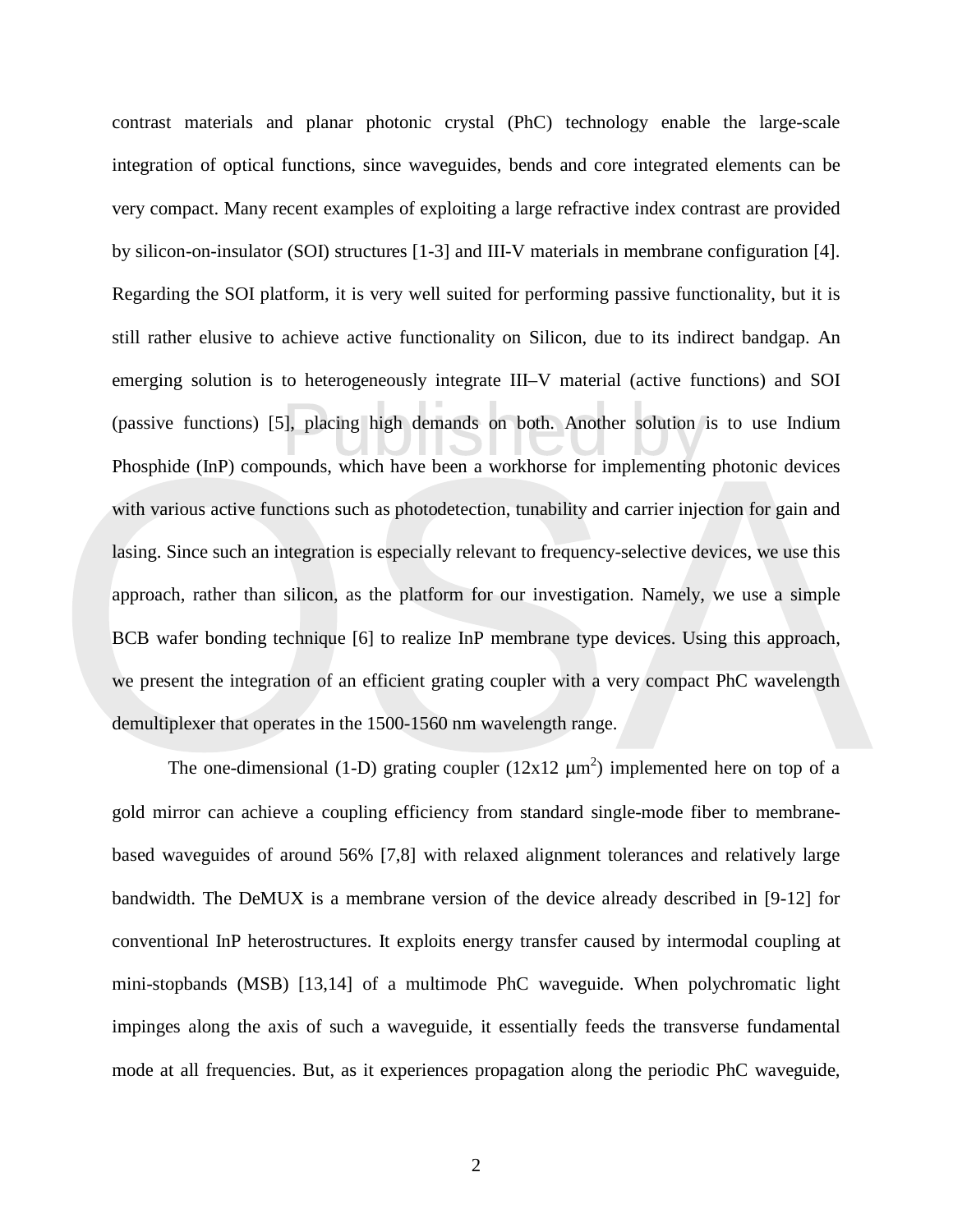contrast materials and planar photonic crystal (PhC) technology enable the large-scale integration of optical functions, since waveguides, bends and core integrated elements can be very compact. Many recent examples of exploiting a large refractive index contrast are provided by silicon-on-insulator (SOI) structures [1-3] and III-V materials in membrane configuration [4]. Regarding the SOI platform, it is very well suited for performing passive functionality, but it is still rather elusive to achieve active functionality on Silicon, due to its indirect bandgap. An emerging solution is to heterogeneously integrate III–V material (active functions) and SOI (passive functions) [5], placing high demands on both. Another solution is to use Indium Phosphide (InP) compounds, which have been a workhorse for implementing photonic devices with various active functions such as photodetection, tunability and carrier injection for gain and lasing. Since such an integration is especially relevant to frequency-selective devices, we use this approach, rather than silicon, as the platform for our investigation. Namely, we use a simple BCB wafer bonding technique [6] to realize InP membrane type devices. Using this approach, we present the integration of an efficient grating coupler with a very compact PhC wavelength demultiplexer that operates in the 1500-1560 nm wavelength range.

The one-dimensional (1-D) grating coupler (12x12 $\mu m^2$) implemented here on top of a gold mirror can achieve a coupling efficiency from standard single-mode fiber to membrane-based waveguides of around 56% [7,8] with relaxed alignment tolerances and relatively large bandwidth. The DeMUX is a membrane version of the device already described in [9-12] for conventional InP heterostructures. It exploits energy transfer caused by intermodal coupling at mini-stopbands (MSB) [13,14] of a multimode PhC waveguide. When polychromatic light impinges along the axis of such a waveguide, it essentially feeds the transverse fundamental mode at all frequencies. But, as it experiences propagation along the periodic PhC waveguide,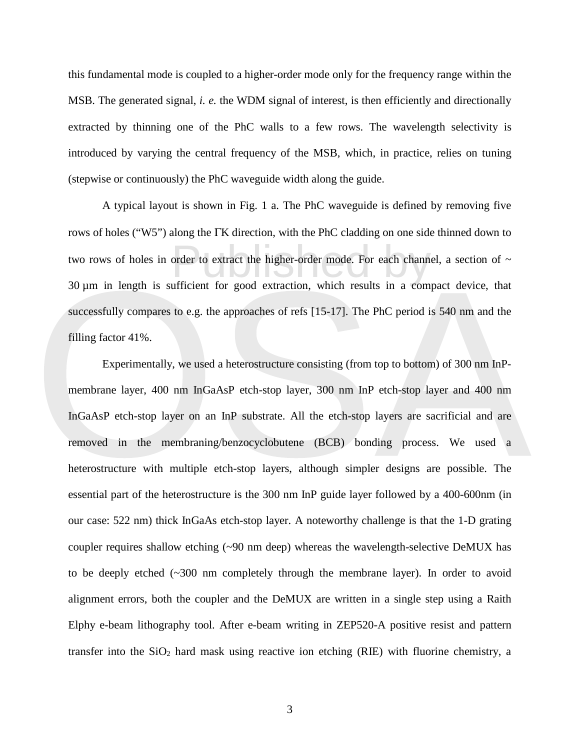this fundamental mode is coupled to a higher-order mode only for the frequency range within the MSB. The generated signal, *i. e.* the WDM signal of interest, is then efficiently and directionally extracted by thinning one of the PhC walls to a few rows. The wavelength selectivity is introduced by varying the central frequency of the MSB, which, in practice, relies on tuning (stepwise or continuously) the PhC waveguide width along the guide.

A typical layout is shown in Fig. 1 a. The PhC waveguide is defined by removing five rows of holes ("W5") along the ΓK direction, with the PhC cladding on one side thinned down to two rows of holes in order to extract the higher-order mode. For each channel, a section of ~ 30 µm in length is sufficient for good extraction, which results in a compact device, that successfully compares to e.g. the approaches of refs [15-17]. The PhC period is 540 nm and the filling factor 41%.

Experimentally, we used a heterostructure consisting (from top to bottom) of 300 nm InP-membrane layer, 400 nm InGaAsP etch-stop layer, 300 nm InP etch-stop layer and 400 nm InGaAsP etch-stop layer on an InP substrate. All the etch-stop layers are sacrificial and are removed in the membraning/benzocyclobutene (BCB) bonding process. We used a heterostructure with multiple etch-stop layers, although simpler designs are possible. The essential part of the heterostructure is the 300 nm InP guide layer followed by a 400-600nm (in our case: 522 nm) thick InGaAs etch-stop layer. A noteworthy challenge is that the 1-D grating coupler requires shallow etching (~90 nm deep) whereas the wavelength-selective DeMUX has to be deeply etched (~300 nm completely through the membrane layer). In order to avoid alignment errors, both the coupler and the DeMUX are written in a single step using a Raith Elphy e-beam lithography tool. After e-beam writing in ZEP520-A positive resist and pattern transfer into the $SiO_2$ hard mask using reactive ion etching (RIE) with fluorine chemistry, a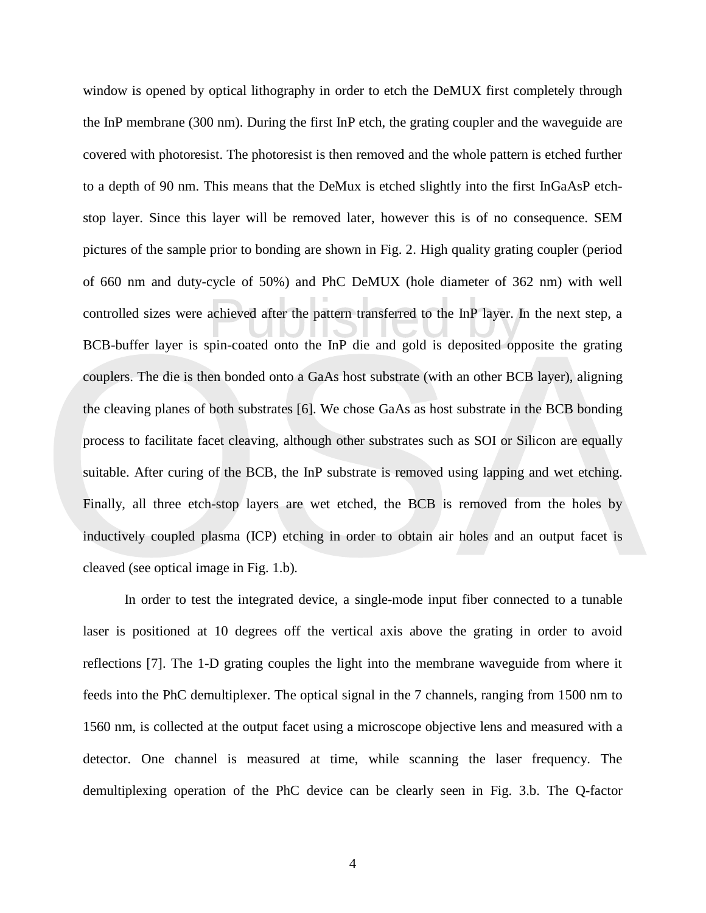window is opened by optical lithography in order to etch the DeMUX first completely through the InP membrane (300 nm). During the first InP etch, the grating coupler and the waveguide are covered with photoresist. The photoresist is then removed and the whole pattern is etched further to a depth of 90 nm. This means that the DeMux is etched slightly into the first InGaAsP etch-stop layer. Since this layer will be removed later, however this is of no consequence. SEM pictures of the sample prior to bonding are shown in Fig. 2. High quality grating coupler (period of 660 nm and duty-cycle of 50%) and PhC DeMUX (hole diameter of 362 nm) with well controlled sizes were achieved after the pattern transferred to the InP layer. In the next step, a BCB-buffer layer is spin-coated onto the InP die and gold is deposited opposite the grating couplers. The die is then bonded onto a GaAs host substrate (with an other BCB layer), aligning the cleaving planes of both substrates [6]. We chose GaAs as host substrate in the BCB bonding process to facilitate facet cleaving, although other substrates such as SOI or Silicon are equally suitable. After curing of the BCB, the InP substrate is removed using lapping and wet etching. Finally, all three etch-stop layers are wet etched, the BCB is removed from the holes by inductively coupled plasma (ICP) etching in order to obtain air holes and an output facet is cleaved (see optical image in Fig. 1.b).

In order to test the integrated device, a single-mode input fiber connected to a tunable laser is positioned at 10 degrees off the vertical axis above the grating in order to avoid reflections [7]. The 1-D grating couples the light into the membrane waveguide from where it feeds into the PhC demultiplexer. The optical signal in the 7 channels, ranging from 1500 nm to 1560 nm, is collected at the output facet using a microscope objective lens and measured with a detector. One channel is measured at time, while scanning the laser frequency. The demultiplexing operation of the PhC device can be clearly seen in Fig. 3.b. The Q-factor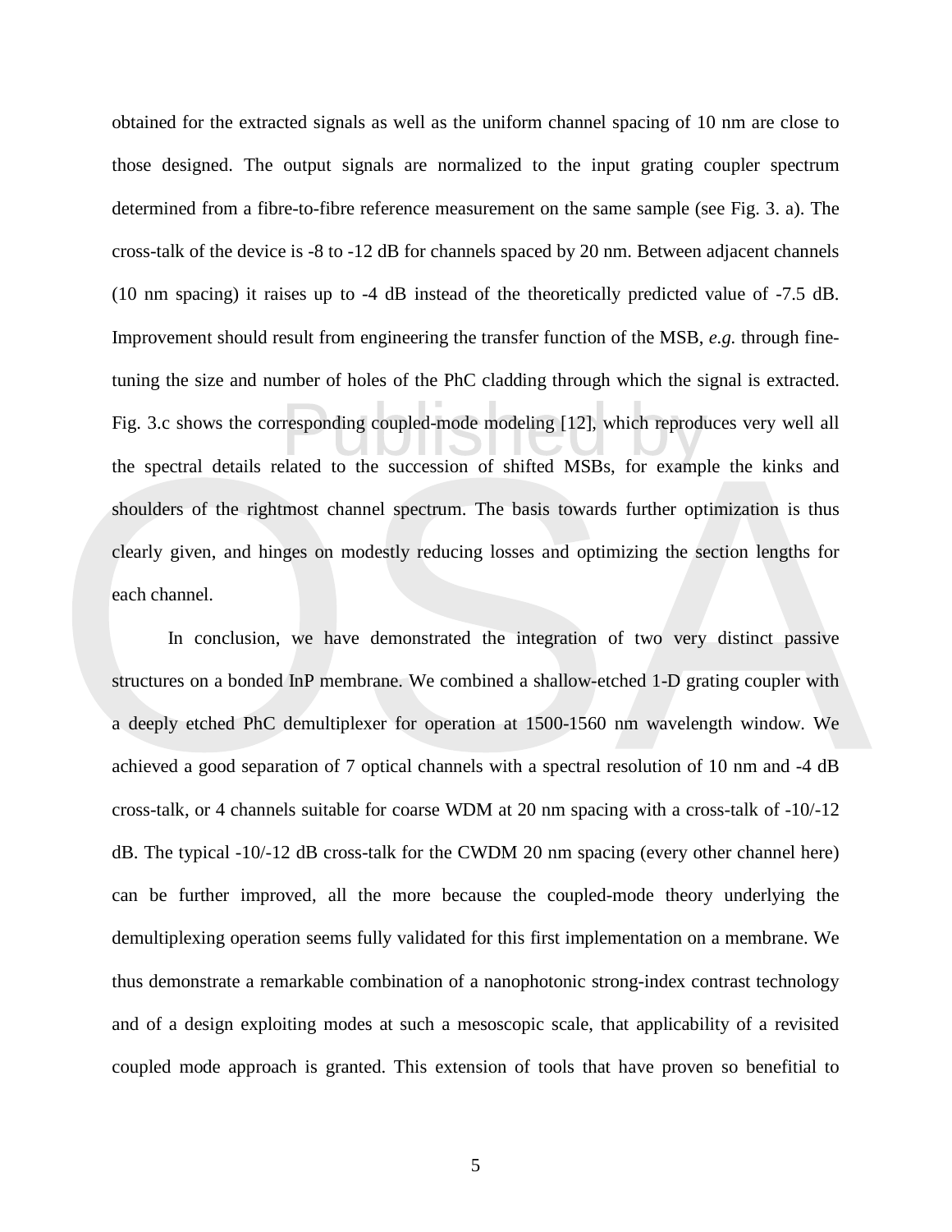obtained for the extracted signals as well as the uniform channel spacing of 10 nm are close to those designed. The output signals are normalized to the input grating coupler spectrum determined from a fibre-to-fibre reference measurement on the same sample (see Fig. 3. a). The cross-talk of the device is -8 to -12 dB for channels spaced by 20 nm. Between adjacent channels (10 nm spacing) it raises up to -4 dB instead of the theoretically predicted value of -7.5 dB. Improvement should result from engineering the transfer function of the MSB, *e.g.* through fine-tuning the size and number of holes of the PhC cladding through which the signal is extracted. Fig. 3.c shows the corresponding coupled-mode modeling [12], which reproduces very well all the spectral details related to the succession of shifted MSBs, for example the kinks and shoulders of the rightmost channel spectrum. The basis towards further optimization is thus clearly given, and hinges on modestly reducing losses and optimizing the section lengths for each channel.

In conclusion, we have demonstrated the integration of two very distinct passive structures on a bonded InP membrane. We combined a shallow-etched 1-D grating coupler with a deeply etched PhC demultiplexer for operation at 1500-1560 nm wavelength window. We achieved a good separation of 7 optical channels with a spectral resolution of 10 nm and -4 dB cross-talk, or 4 channels suitable for coarse WDM at 20 nm spacing with a cross-talk of -10/-12 dB. The typical -10/-12 dB cross-talk for the CWDM 20 nm spacing (every other channel here) can be further improved, all the more because the coupled-mode theory underlying the demultiplexing operation seems fully validated for this first implementation on a membrane. We thus demonstrate a remarkable combination of a nanophotonic strong-index contrast technology and of a design exploiting modes at such a mesoscopic scale, that applicability of a revisited coupled mode approach is granted. This extension of tools that have proven so benefitial to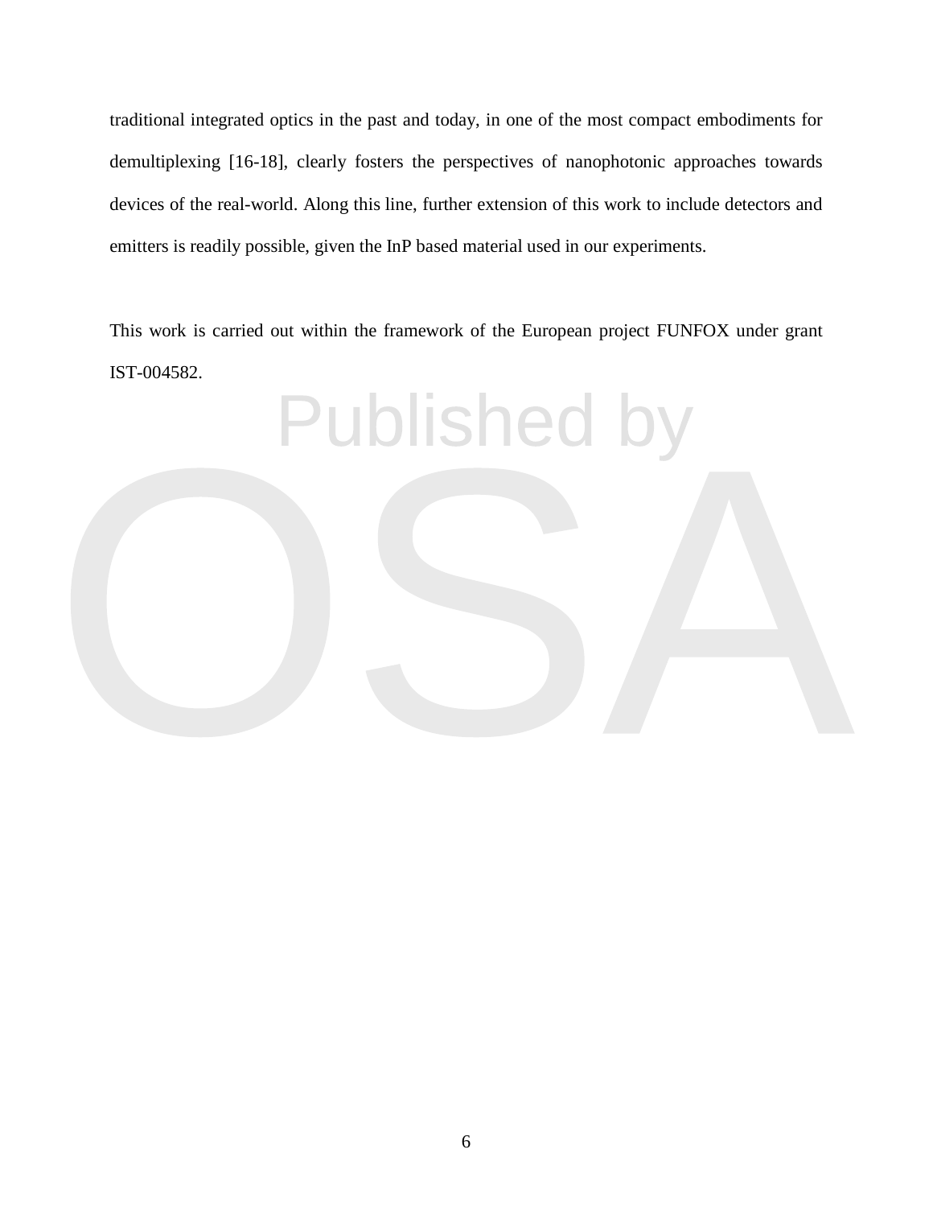traditional integrated optics in the past and today, in one of the most compact embodiments for demultiplexing [16-18], clearly fosters the perspectives of nanophotonic approaches towards devices of the real-world. Along this line, further extension of this work to include detectors and emitters is readily possible, given the InP based material used in our experiments.

This work is carried out within the framework of the European project FUNFOX under grant IST-004582.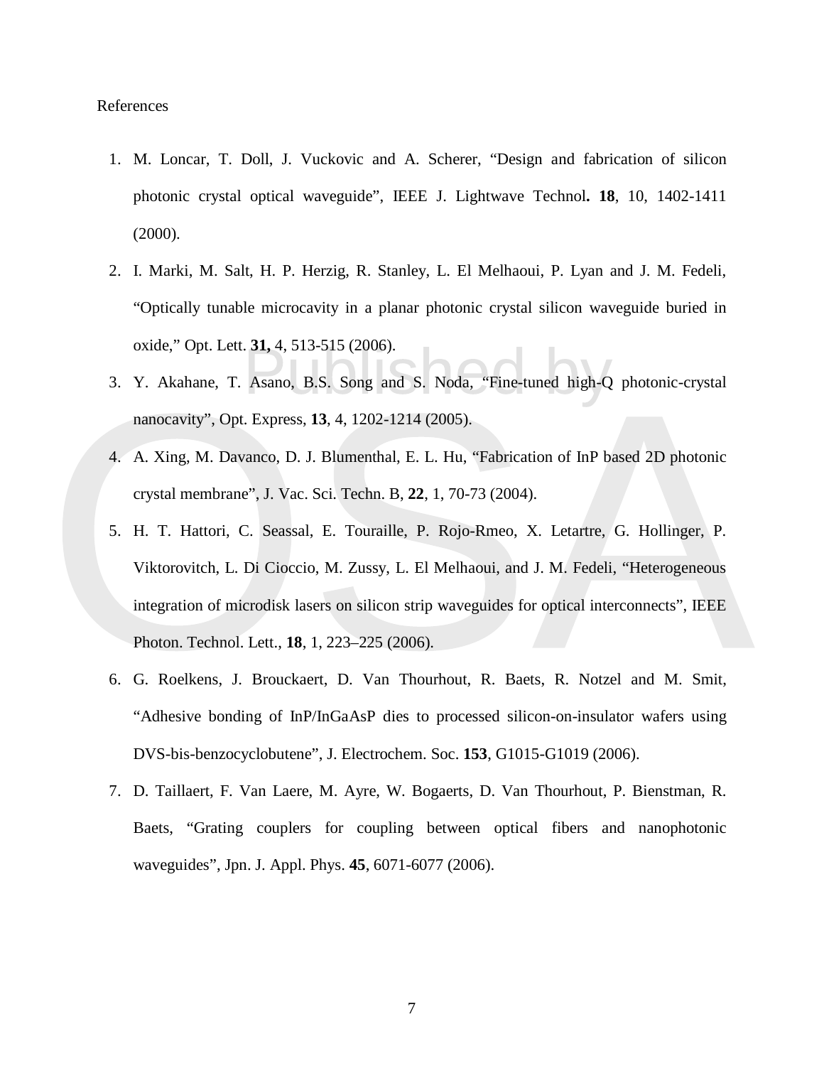References

1. M. Loncar, T. Doll, J. Vuckovic and A. Scherer, “Design and fabrication of silicon photonic crystal optical waveguide”, IEEE J. Lightwave Technol**.** **18**, 10, 1402-1411 (2000).
2. I. Marki, M. Salt, H. P. Herzig, R. Stanley, L. El Melhaoui, P. Lyan and J. M. Fedeli, “Optically tunable microcavity in a planar photonic crystal silicon waveguide buried in oxide,” Opt. Lett. **31,** 4, 513-515 (2006).
3. Y. Akahane, T. Asano, B.S. Song and S. Noda, “Fine-tuned high-Q photonic-crystal nanocavity”, Opt. Express, **13**, 4, 1202-1214 (2005).
4. A. Xing, M. Davanco, D. J. Blumenthal, E. L. Hu, “Fabrication of InP based 2D photonic crystal membrane”, J. Vac. Sci. Techn. B, **22**, 1, 70-73 (2004).
5. H. T. Hattori, C. Seassal, E. Touraille, P. Rojo-Rmeo, X. Letartre, G. Hollinger, P. Viktorovitch, L. Di Cioccio, M. Zussy, L. El Melhaoui, and J. M. Fedeli, “Heterogeneous integration of microdisk lasers on silicon strip waveguides for optical interconnects”, IEEE Photon. Technol. Lett., **18**, 1, 223–225 (2006).
6. G. Roelkens, J. Brouckaert, D. Van Thourhout, R. Baets, R. Notzel and M. Smit, “Adhesive bonding of InP/InGaAsP dies to processed silicon-on-insulator wafers using DVS-bis-benzocyclobutene”, J. Electrochem. Soc. **153**, G1015-G1019 (2006).
7. D. Taillaert, F. Van Laere, M. Ayre, W. Bogaerts, D. Van Thourhout, P. Bienstman, R. Baets, “Grating couplers for coupling between optical fibers and nanophotonic waveguides”, Jpn. J. Appl. Phys. **45**, 6071-6077 (2006).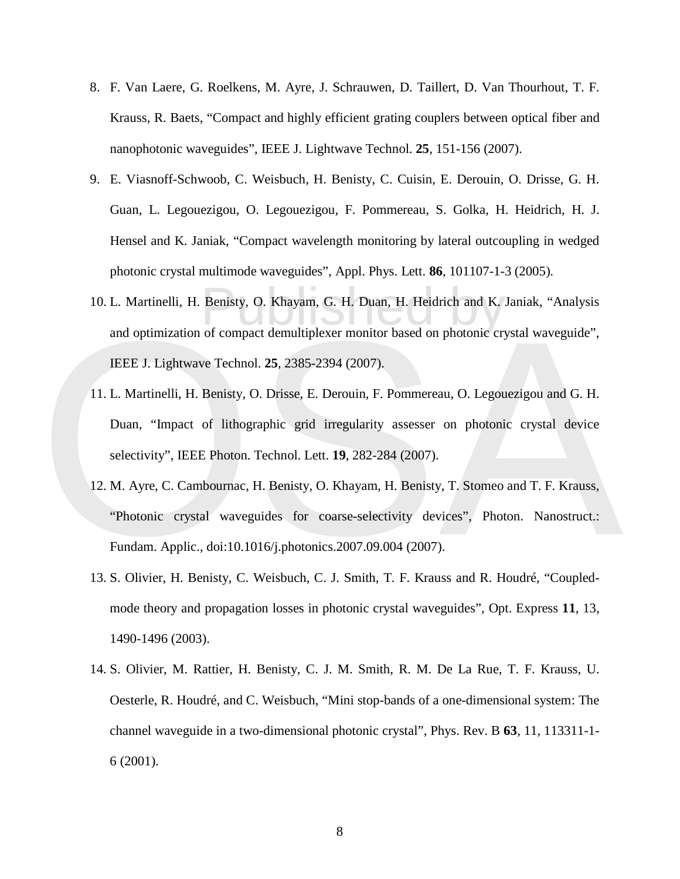8. F. Van Laere, G. Roelkens, M. Ayre, J. Schrauwen, D. Taillert, D. Van Thourhout, T. F. Krauss, R. Baets, "Compact and highly efficient grating couplers between optical fiber and nanophotonic waveguides", IEEE J. Lightwave Technol. **25**, 151-156 (2007).

9. E. Viasnoff-Schwoob, C. Weisbuch, H. Benisty, C. Cuisin, E. Derouin, O. Drisse, G. H. Guan, L. Legouezigou, O. Legouezigou, F. Pommereau, S. Golka, H. Heidrich, H. J. Hensel and K. Janiak, "Compact wavelength monitoring by lateral outcoupling in wedged photonic crystal multimode waveguides", Appl. Phys. Lett. **86**, 101107-1-3 (2005).

10. L. Martinelli, H. Benisty, O. Khayam, G. H. Duan, H. Heidrich and K. Janiak, "Analysis and optimization of compact demultiplexer monitor based on photonic crystal waveguide", IEEE J. Lightwave Technol. **25**, 2385-2394 (2007).

11. L. Martinelli, H. Benisty, O. Drisse, E. Derouin, F. Pommereau, O. Legouezigou and G. H. Duan, "Impact of lithographic grid irregularity assesser on photonic crystal device selectivity", IEEE Photon. Technol. Lett. **19**, 282-284 (2007).

12. M. Ayre, C. Cambournac, H. Benisty, O. Khayam, H. Benisty, T. Stomeo and T. F. Krauss, "Photonic crystal waveguides for coarse-selectivity devices", Photon. Nanostruct.: Fundam. Applic., doi:10.1016/j.photonics.2007.09.004 (2007).

13. S. Olivier, H. Benisty, C. Weisbuch, C. J. Smith, T. F. Krauss and R. Houdré, "Coupled-mode theory and propagation losses in photonic crystal waveguides", Opt. Express **11**, 13, 1490-1496 (2003).

14. S. Olivier, M. Rattier, H. Benisty, C. J. M. Smith, R. M. De La Rue, T. F. Krauss, U. Oesterle, R. Houdré, and C. Weisbuch, "Mini stop-bands of a one-dimensional system: The channel waveguide in a two-dimensional photonic crystal", Phys. Rev. B **63**, 11, 113311-1-6 (2001).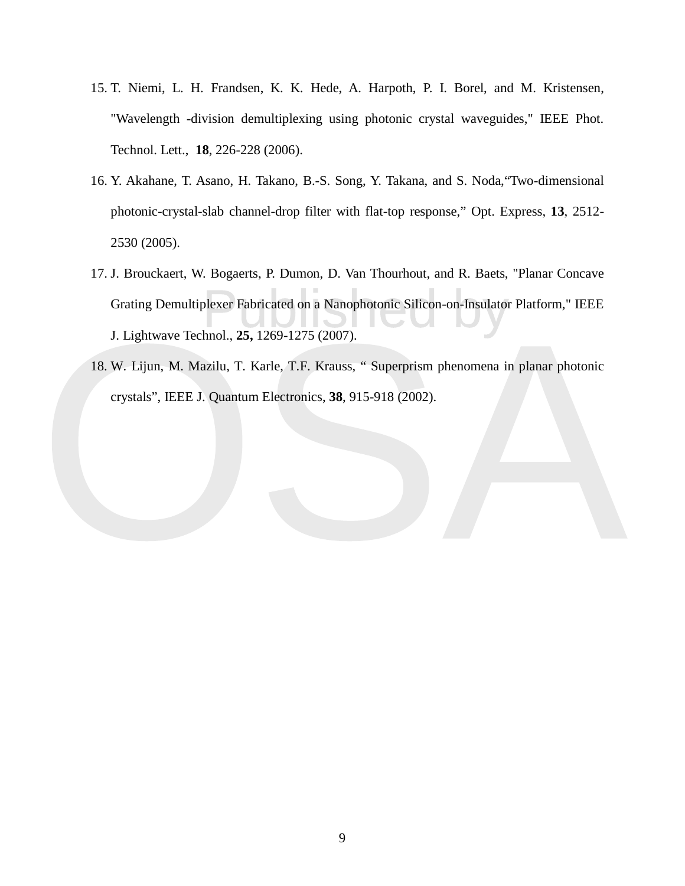15. T. Niemi, L. H. Frandsen, K. K. Hede, A. Harpoth, P. I. Borel, and M. Kristensen, "Wavelength -division demultiplexing using photonic crystal waveguides," IEEE Phot. Technol. Lett., **18**, 226-228 (2006).
16. Y. Akahane, T. Asano, H. Takano, B.-S. Song, Y. Takana, and S. Noda,“Two-dimensional photonic-crystal-slab channel-drop filter with flat-top response,” Opt. Express, **13**, 2512-2530 (2005).
17. J. Brouckaert, W. Bogaerts, P. Dumon, D. Van Thourhout, and R. Baets, "Planar Concave Grating Demultiplexer Fabricated on a Nanophotonic Silicon-on-Insulator Platform," IEEE J. Lightwave Technol., **25,** 1269-1275 (2007).
18. W. Lijun, M. Mazilu, T. Karle, T.F. Krauss, “ Superprism phenomena in planar photonic crystals”, IEEE J. Quantum Electronics, **38**, 915-918 (2002).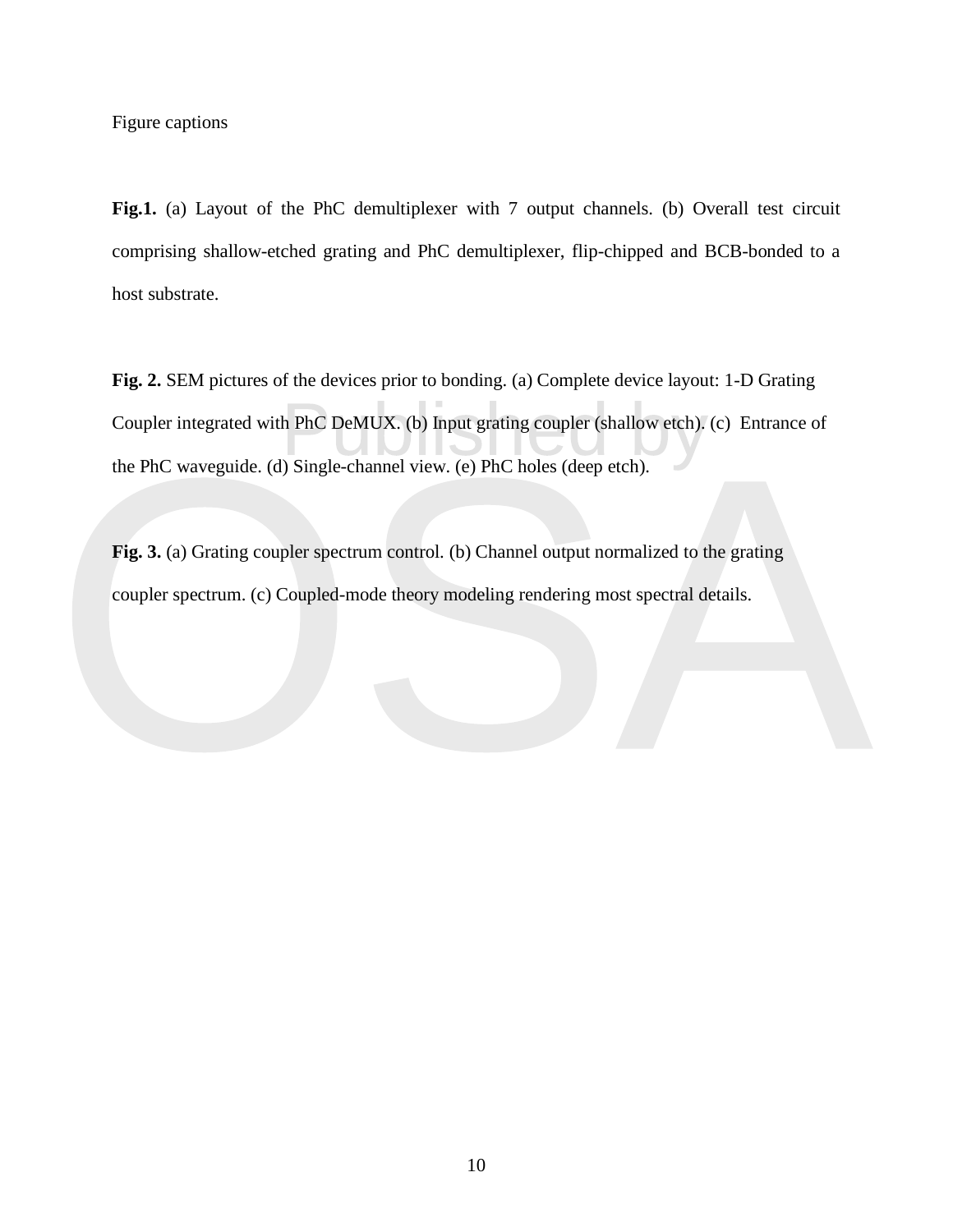Figure captions

**Fig.1.** (a) Layout of the PhC demultiplexer with 7 output channels. (b) Overall test circuit comprising shallow-etched grating and PhC demultiplexer, flip-chipped and BCB-bonded to a host substrate.

**Fig. 2.** SEM pictures of the devices prior to bonding. (a) Complete device layout: 1-D Grating Coupler integrated with PhC DeMUX. (b) Input grating coupler (shallow etch). (c) Entrance of the PhC waveguide. (d) Single-channel view. (e) PhC holes (deep etch).

**Fig. 3.** (a) Grating coupler spectrum control. (b) Channel output normalized to the grating coupler spectrum. (c) Coupled-mode theory modeling rendering most spectral details.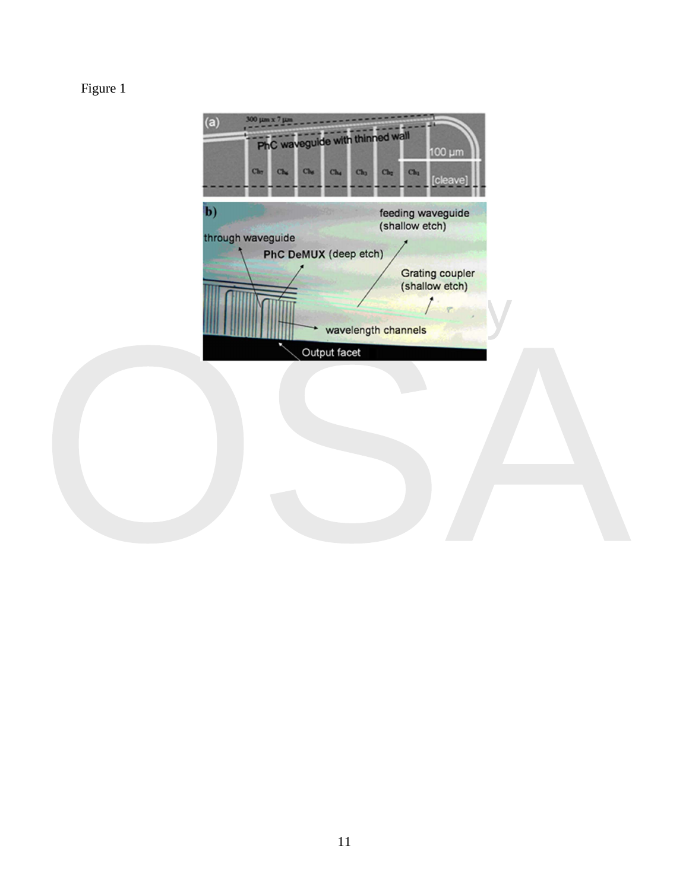Figure 1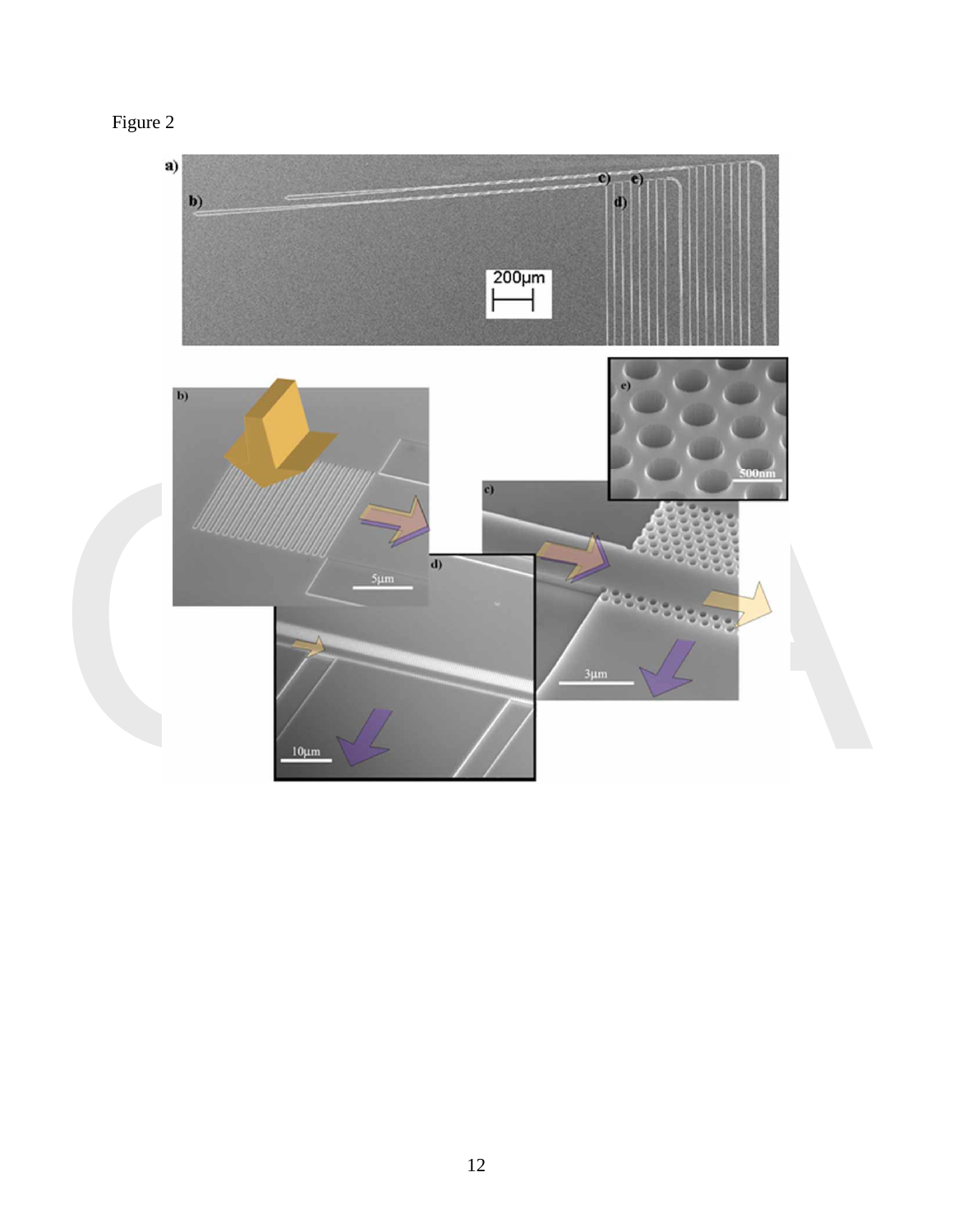Figure 2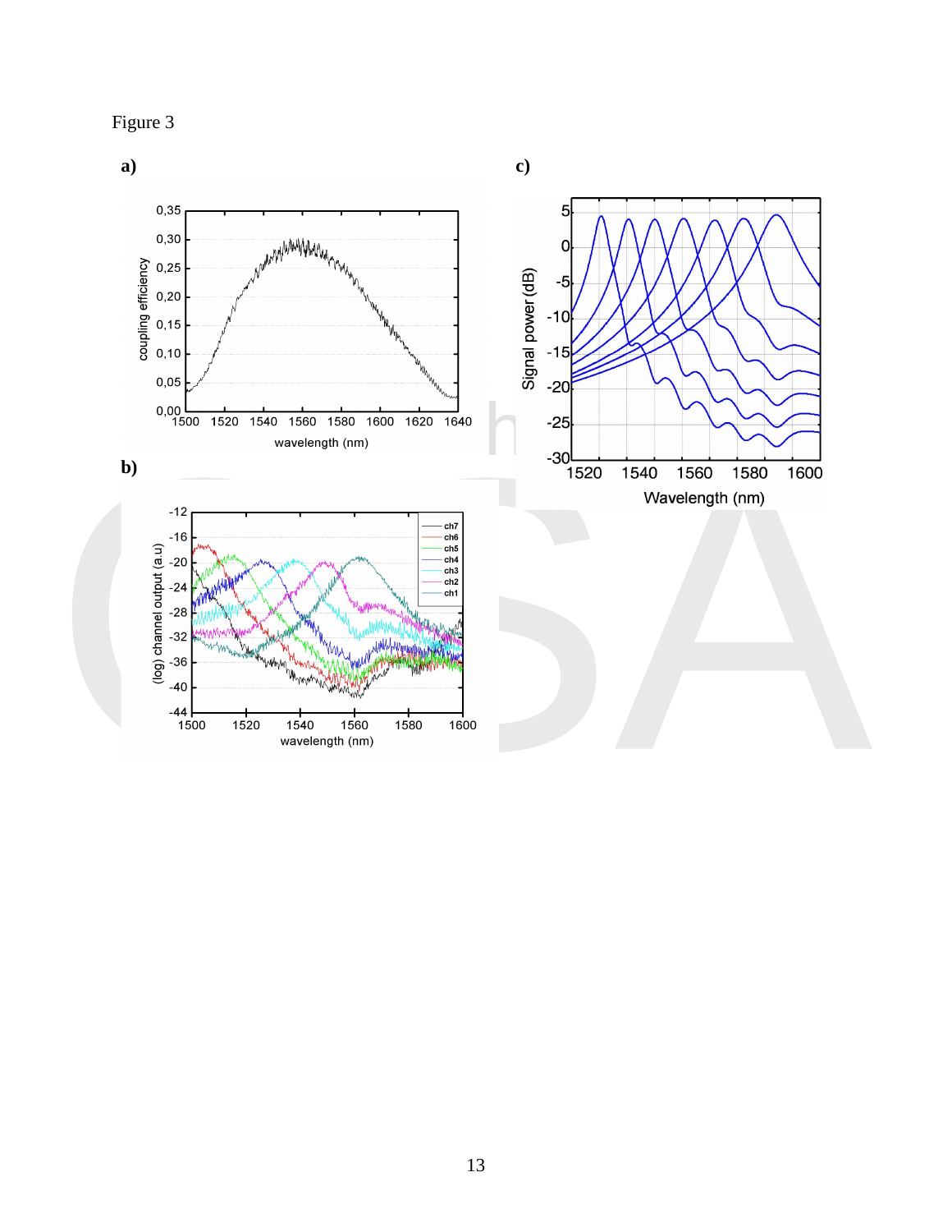Figure 3

**a)**

0,35
0,30
0,25
0,20
0,15
0,10
0,05
0,00

coupling efficiency

1500 1520 1540 1560 1580 1600 1620 1640

wavelength (nm)

**b)**

-12
-16
-20
-24
-28
-32
-36
-40
-44

(log) channel output (a.u)

ch7
ch6
ch5
ch4
ch3
ch2
ch1

1500 1520 1540 1560 1580 1600

wavelength (nm)

**c)**

5
0
-5
-10
-15
-20
-25
-30

Signal power (dB)

1520 1540 1560 1580 1600

Wavelength (nm)